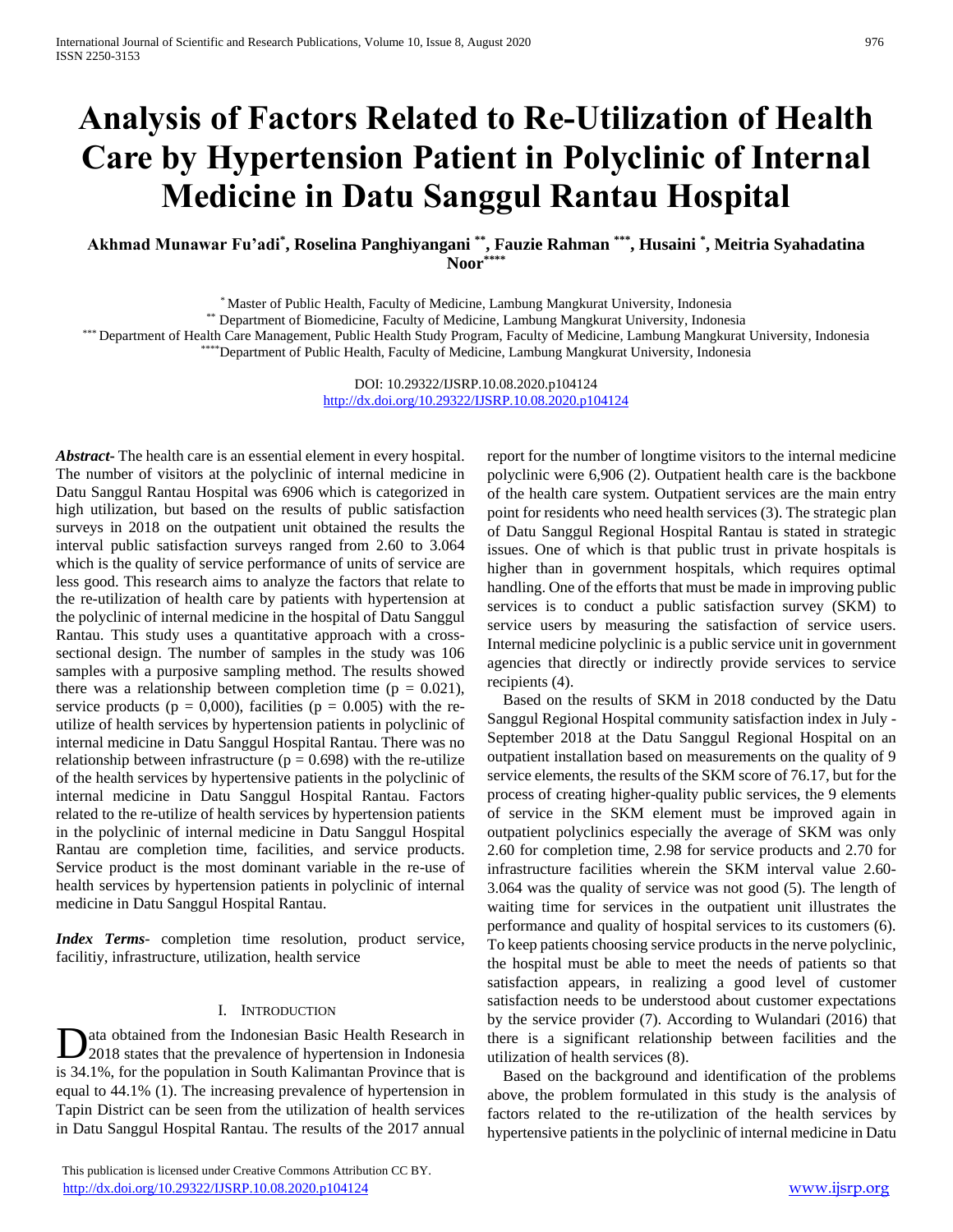# Analysis of Factors Related to Re-Utilization of Health Care by Hypertension Patient in Polyclinic of Internal Medicine in Datu Sanggul Rantau Hospital

**Akhmad Munawar Fu'adi[*], Roselina Panghiyangani [**], Fauzie Rahman [***], Husaini [*], Meitria Syahadatina Noor[****]**

[*] Master of Public Health, Faculty of Medicine, Lambung Mangkurat University, Indonesia
[**] Department of Biomedicine, Faculty of Medicine, Lambung Mangkurat University, Indonesia
[***] Department of Health Care Management, Public Health Study Program, Faculty of Medicine, Lambung Mangkurat University, Indonesia
[****]Department of Public Health, Faculty of Medicine, Lambung Mangkurat University, Indonesia

DOI: 10.29322/IJSRP.10.08.2020.p104124
http://dx.doi.org/10.29322/IJSRP.10.08.2020.p104124

***Abstract***- The health care is an essential element in every hospital. The number of visitors at the polyclinic of internal medicine in Datu Sanggul Rantau Hospital was 6906 which is categorized in high utilization, but based on the results of public satisfaction surveys in 2018 on the outpatient unit obtained the results the interval public satisfaction surveys ranged from 2.60 to 3.064 which is the quality of service performance of units of service are less good. This research aims to analyze the factors that relate to the re-utilization of health care by patients with hypertension at the polyclinic of internal medicine in the hospital of Datu Sanggul Rantau. This study uses a quantitative approach with a cross-sectional design. The number of samples in the study was 106 samples with a purposive sampling method. The results showed there was a relationship between completion time ($p = 0.021$), service products ($p = 0{,}000$), facilities ($p = 0.005$) with the re-utilize of health services by hypertension patients in polyclinic of internal medicine in Datu Sanggul Hospital Rantau. There was no relationship between infrastructure ($p = 0.698$) with the re-utilize of the health services by hypertensive patients in the polyclinic of internal medicine in Datu Sanggul Hospital Rantau. Factors related to the re-utilize of health services by hypertension patients in the polyclinic of internal medicine in Datu Sanggul Hospital Rantau are completion time, facilities, and service products. Service product is the most dominant variable in the re-use of health services by hypertension patients in polyclinic of internal medicine in Datu Sanggul Hospital Rantau.

***Index Terms***- completion time resolution, product service, facilitiy, infrastructure, utilization, health service

## I. Introduction

Data obtained from the Indonesian Basic Health Research in 2018 states that the prevalence of hypertension in Indonesia is 34.1%, for the population in South Kalimantan Province that is equal to 44.1% (1). The increasing prevalence of hypertension in Tapin District can be seen from the utilization of health services in Datu Sanggul Hospital Rantau. The results of the 2017 annual report for the number of longtime visitors to the internal medicine polyclinic were 6,906 (2). Outpatient health care is the backbone of the health care system. Outpatient services are the main entry point for residents who need health services (3). The strategic plan of Datu Sanggul Regional Hospital Rantau is stated in strategic issues. One of which is that public trust in private hospitals is higher than in government hospitals, which requires optimal handling. One of the efforts that must be made in improving public services is to conduct a public satisfaction survey (SKM) to service users by measuring the satisfaction of service users. Internal medicine polyclinic is a public service unit in government agencies that directly or indirectly provide services to service recipients (4).

Based on the results of SKM in 2018 conducted by the Datu Sanggul Regional Hospital community satisfaction index in July - September 2018 at the Datu Sanggul Regional Hospital on an outpatient installation based on measurements on the quality of 9 service elements, the results of the SKM score of 76.17, but for the process of creating higher-quality public services, the 9 elements of service in the SKM element must be improved again in outpatient polyclinics especially the average of SKM was only 2.60 for completion time, 2.98 for service products and 2.70 for infrastructure facilities wherein the SKM interval value 2.60-3.064 was the quality of service was not good (5). The length of waiting time for services in the outpatient unit illustrates the performance and quality of hospital services to its customers (6). To keep patients choosing service products in the nerve polyclinic, the hospital must be able to meet the needs of patients so that satisfaction appears, in realizing a good level of customer satisfaction needs to be understood about customer expectations by the service provider (7). According to Wulandari (2016) that there is a significant relationship between facilities and the utilization of health services (8).

Based on the background and identification of the problems above, the problem formulated in this study is the analysis of factors related to the re-utilization of the health services by hypertensive patients in the polyclinic of internal medicine in Datu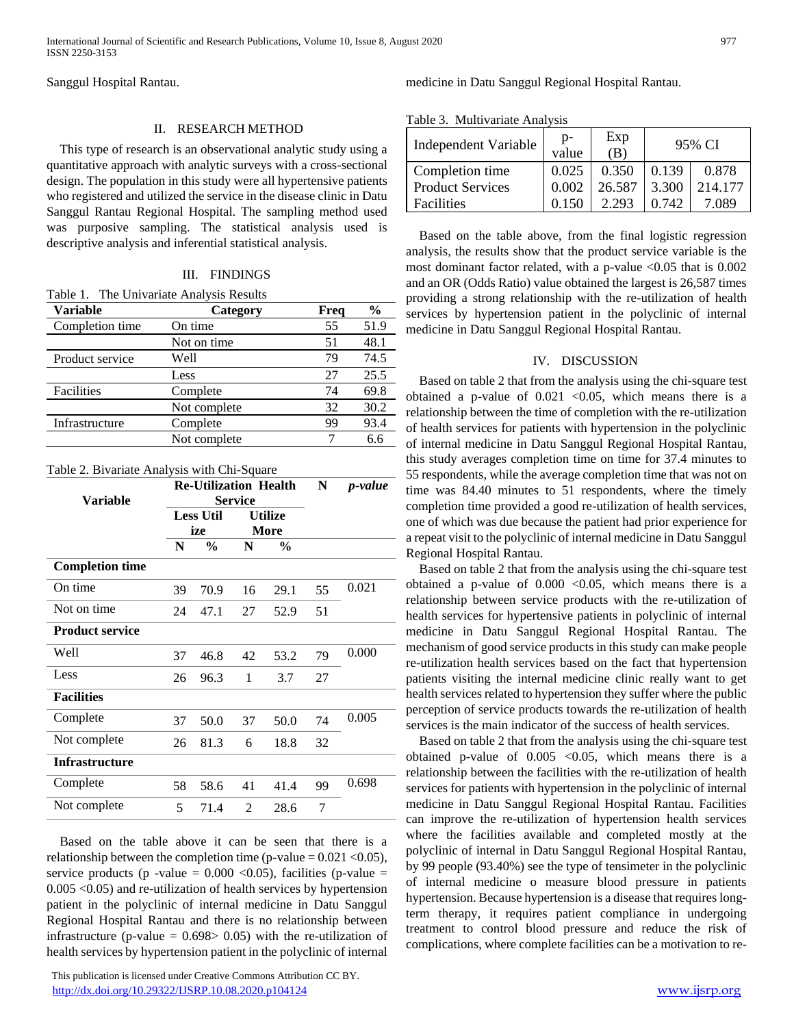Sanggul Hospital Rantau.

## II. RESEARCH METHOD

This type of research is an observational analytic study using a quantitative approach with analytic surveys with a cross-sectional design. The population in this study were all hypertensive patients who registered and utilized the service in the disease clinic in Datu Sanggul Rantau Regional Hospital. The sampling method used was purposive sampling. The statistical analysis used is descriptive analysis and inferential statistical analysis.

## III. FINDINGS

Table 1. The Univariate Analysis Results

| Variable | Category | Freq | % |
|---|---|---|---|
| Completion time | On time | 55 | 51.9 |
| | Not on time | 51 | 48.1 |
| Product service | Well | 79 | 74.5 |
| | Less | 27 | 25.5 |
| Facilities | Complete | 74 | 69.8 |
| | Not complete | 32 | 30.2 |
| Infrastructure | Complete | 99 | 93.4 |
| | Not complete | 7 | 6.6 |

Table 2. Bivariate Analysis with Chi-Square

| Variable | Re-Utilization Health Service | | | | N | *p-value* |
|---|---|---|---|---|---|---|
| | Less Utilize | | Utilize More | | | |
| | N | % | N | % | | |
| **Completion time** | | | | | | |
| On time | 39 | 70.9 | 16 | 29.1 | 55 | 0.021 |
| Not on time | 24 | 47.1 | 27 | 52.9 | 51 | |
| **Product service** | | | | | | |
| Well | 37 | 46.8 | 42 | 53.2 | 79 | 0.000 |
| Less | 26 | 96.3 | 1 | 3.7 | 27 | |
| **Facilities** | | | | | | |
| Complete | 37 | 50.0 | 37 | 50.0 | 74 | 0.005 |
| Not complete | 26 | 81.3 | 6 | 18.8 | 32 | |
| **Infrastructure** | | | | | | |
| Complete | 58 | 58.6 | 41 | 41.4 | 99 | 0.698 |
| Not complete | 5 | 71.4 | 2 | 28.6 | 7 | |

Based on the table above it can be seen that there is a relationship between the completion time (p-value = 0.021 <0.05), service products (p -value = 0.000 <0.05), facilities (p-value = 0.005 <0.05) and re-utilization of health services by hypertension patient in the polyclinic of internal medicine in Datu Sanggul Regional Hospital Rantau and there is no relationship between infrastructure (p-value = 0.698> 0.05) with the re-utilization of health services by hypertension patient in the polyclinic of internal medicine in Datu Sanggul Regional Hospital Rantau.

Table 3. Multivariate Analysis

| Independent Variable | p-value | Exp (B) | 95% CI | |
|---|---|---|---|---|
| Completion time | 0.025 | 0.350 | 0.139 | 0.878 |
| Product Services | 0.002 | 26.587 | 3.300 | 214.177 |
| Facilities | 0.150 | 2.293 | 0.742 | 7.089 |

Based on the table above, from the final logistic regression analysis, the results show that the product service variable is the most dominant factor related, with a p-value <0.05 that is 0.002 and an OR (Odds Ratio) value obtained the largest is 26,587 times providing a strong relationship with the re-utilization of health services by hypertension patient in the polyclinic of internal medicine in Datu Sanggul Regional Hospital Rantau.

## IV. DISCUSSION

Based on table 2 that from the analysis using the chi-square test obtained a p-value of 0.021 <0.05, which means there is a relationship between the time of completion with the re-utilization of health services for patients with hypertension in the polyclinic of internal medicine in Datu Sanggul Regional Hospital Rantau, this study averages completion time on time for 37.4 minutes to 55 respondents, while the average completion time that was not on time was 84.40 minutes to 51 respondents, where the timely completion time provided a good re-utilization of health services, one of which was due because the patient had prior experience for a repeat visit to the polyclinic of internal medicine in Datu Sanggul Regional Hospital Rantau.

Based on table 2 that from the analysis using the chi-square test obtained a p-value of 0.000 <0.05, which means there is a relationship between service products with the re-utilization of health services for hypertensive patients in polyclinic of internal medicine in Datu Sanggul Regional Hospital Rantau. The mechanism of good service products in this study can make people re-utilization health services based on the fact that hypertension patients visiting the internal medicine clinic really want to get health services related to hypertension they suffer where the public perception of service products towards the re-utilization of health services is the main indicator of the success of health services.

Based on table 2 that from the analysis using the chi-square test obtained p-value of 0.005 <0.05, which means there is a relationship between the facilities with the re-utilization of health services for patients with hypertension in the polyclinic of internal medicine in Datu Sanggul Regional Hospital Rantau. Facilities can improve the re-utilization of hypertension health services where the facilities available and completed mostly at the polyclinic of internal in Datu Sanggul Regional Hospital Rantau, by 99 people (93.40%) see the type of tensimeter in the polyclinic of internal medicine o measure blood pressure in patients hypertension. Because hypertension is a disease that requires long-term therapy, it requires patient compliance in undergoing treatment to control blood pressure and reduce the risk of complications, where complete facilities can be a motivation to re-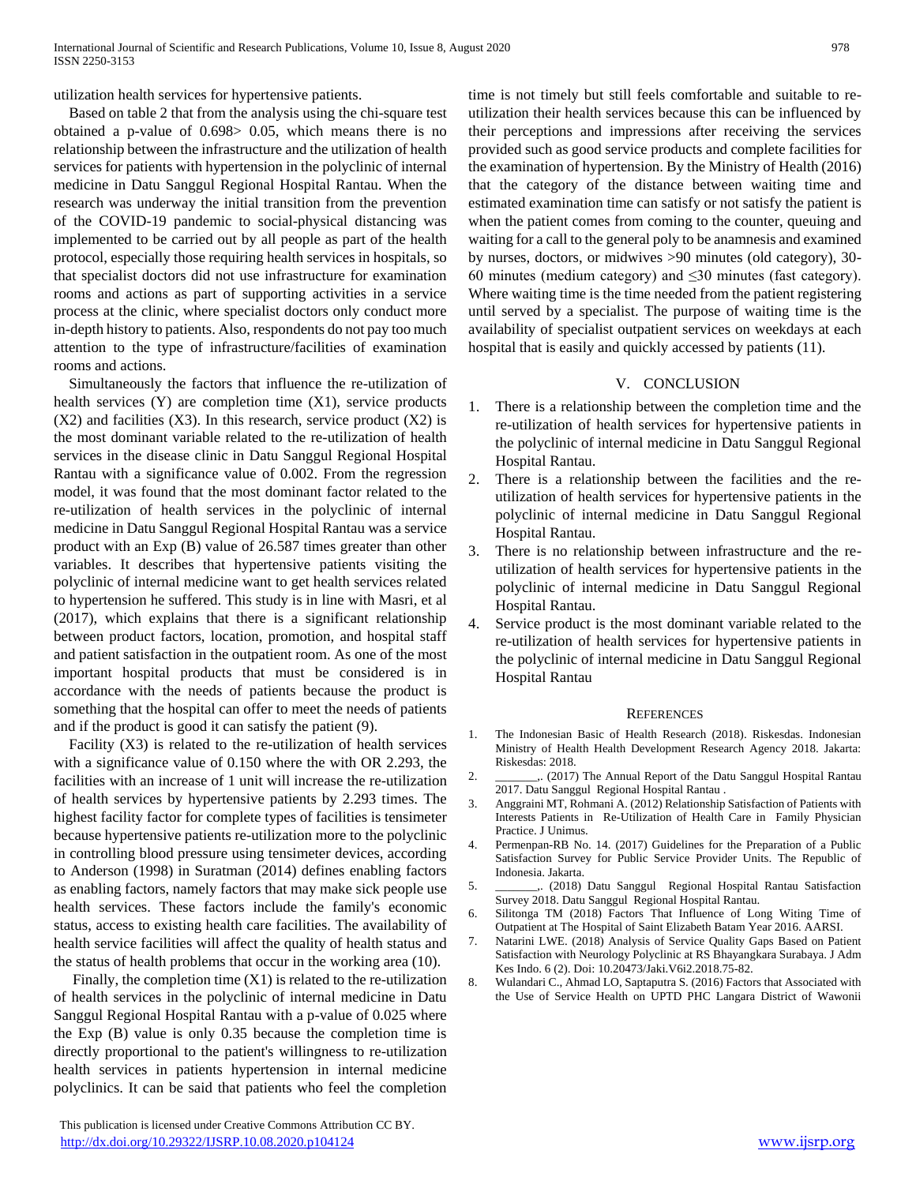utilization health services for hypertensive patients.

Based on table 2 that from the analysis using the chi-square test obtained a p-value of 0.698> 0.05, which means there is no relationship between the infrastructure and the utilization of health services for patients with hypertension in the polyclinic of internal medicine in Datu Sanggul Regional Hospital Rantau. When the research was underway the initial transition from the prevention of the COVID-19 pandemic to social-physical distancing was implemented to be carried out by all people as part of the health protocol, especially those requiring health services in hospitals, so that specialist doctors did not use infrastructure for examination rooms and actions as part of supporting activities in a service process at the clinic, where specialist doctors only conduct more in-depth history to patients. Also, respondents do not pay too much attention to the type of infrastructure/facilities of examination rooms and actions.

Simultaneously the factors that influence the re-utilization of health services (Y) are completion time (X1), service products (X2) and facilities (X3). In this research, service product (X2) is the most dominant variable related to the re-utilization of health services in the disease clinic in Datu Sanggul Regional Hospital Rantau with a significance value of 0.002. From the regression model, it was found that the most dominant factor related to the re-utilization of health services in the polyclinic of internal medicine in Datu Sanggul Regional Hospital Rantau was a service product with an Exp (B) value of 26.587 times greater than other variables. It describes that hypertensive patients visiting the polyclinic of internal medicine want to get health services related to hypertension he suffered. This study is in line with Masri, et al (2017), which explains that there is a significant relationship between product factors, location, promotion, and hospital staff and patient satisfaction in the outpatient room. As one of the most important hospital products that must be considered is in accordance with the needs of patients because the product is something that the hospital can offer to meet the needs of patients and if the product is good it can satisfy the patient (9).

Facility (X3) is related to the re-utilization of health services with a significance value of 0.150 where the with OR 2.293, the facilities with an increase of 1 unit will increase the re-utilization of health services by hypertensive patients by 2.293 times. The highest facility factor for complete types of facilities is tensimeter because hypertensive patients re-utilization more to the polyclinic in controlling blood pressure using tensimeter devices, according to Anderson (1998) in Suratman (2014) defines enabling factors as enabling factors, namely factors that may make sick people use health services. These factors include the family's economic status, access to existing health care facilities. The availability of health service facilities will affect the quality of health status and the status of health problems that occur in the working area (10).

Finally, the completion time (X1) is related to the re-utilization of health services in the polyclinic of internal medicine in Datu Sanggul Regional Hospital Rantau with a p-value of 0.025 where the Exp (B) value is only 0.35 because the completion time is directly proportional to the patient's willingness to re-utilization health services in patients hypertension in internal medicine polyclinics. It can be said that patients who feel the completion time is not timely but still feels comfortable and suitable to re-utilization their health services because this can be influenced by their perceptions and impressions after receiving the services provided such as good service products and complete facilities for the examination of hypertension. By the Ministry of Health (2016) that the category of the distance between waiting time and estimated examination time can satisfy or not satisfy the patient is when the patient comes from coming to the counter, queuing and waiting for a call to the general poly to be anamnesis and examined by nurses, doctors, or midwives >90 minutes (old category), 30-60 minutes (medium category) and ≤30 minutes (fast category). Where waiting time is the time needed from the patient registering until served by a specialist. The purpose of waiting time is the availability of specialist outpatient services on weekdays at each hospital that is easily and quickly accessed by patients (11).

## V. CONCLUSION

1. There is a relationship between the completion time and the re-utilization of health services for hypertensive patients in the polyclinic of internal medicine in Datu Sanggul Regional Hospital Rantau.
2. There is a relationship between the facilities and the re-utilization of health services for hypertensive patients in the polyclinic of internal medicine in Datu Sanggul Regional Hospital Rantau.
3. There is no relationship between infrastructure and the re-utilization of health services for hypertensive patients in the polyclinic of internal medicine in Datu Sanggul Regional Hospital Rantau.
4. Service product is the most dominant variable related to the re-utilization of health services for hypertensive patients in the polyclinic of internal medicine in Datu Sanggul Regional Hospital Rantau

## REFERENCES

1. The Indonesian Basic of Health Research (2018). Riskesdas. Indonesian Ministry of Health Health Development Research Agency 2018. Jakarta: Riskesdas: 2018.
2. _______,. (2017) The Annual Report of the Datu Sanggul Hospital Rantau 2017. Datu Sanggul Regional Hospital Rantau .
3. Anggraini MT, Rohmani A. (2012) Relationship Satisfaction of Patients with Interests Patients in Re-Utilization of Health Care in Family Physician Practice. J Unimus.
4. Permenpan-RB No. 14. (2017) Guidelines for the Preparation of a Public Satisfaction Survey for Public Service Provider Units. The Republic of Indonesia. Jakarta.
5. _______,. (2018) Datu Sanggul Regional Hospital Rantau Satisfaction Survey 2018. Datu Sanggul Regional Hospital Rantau.
6. Silitonga TM (2018) Factors That Influence of Long Witing Time of Outpatient at The Hospital of Saint Elizabeth Batam Year 2016. AARSI.
7. Natarini LWE. (2018) Analysis of Service Quality Gaps Based on Patient Satisfaction with Neurology Polyclinic at RS Bhayangkara Surabaya. J Adm Kes Indo. 6 (2). Doi: 10.20473/Jaki.V6i2.2018.75-82.
8. Wulandari C., Ahmad LO, Saptaputra S. (2016) Factors that Associated with the Use of Service Health on UPTD PHC Langara District of Wawonii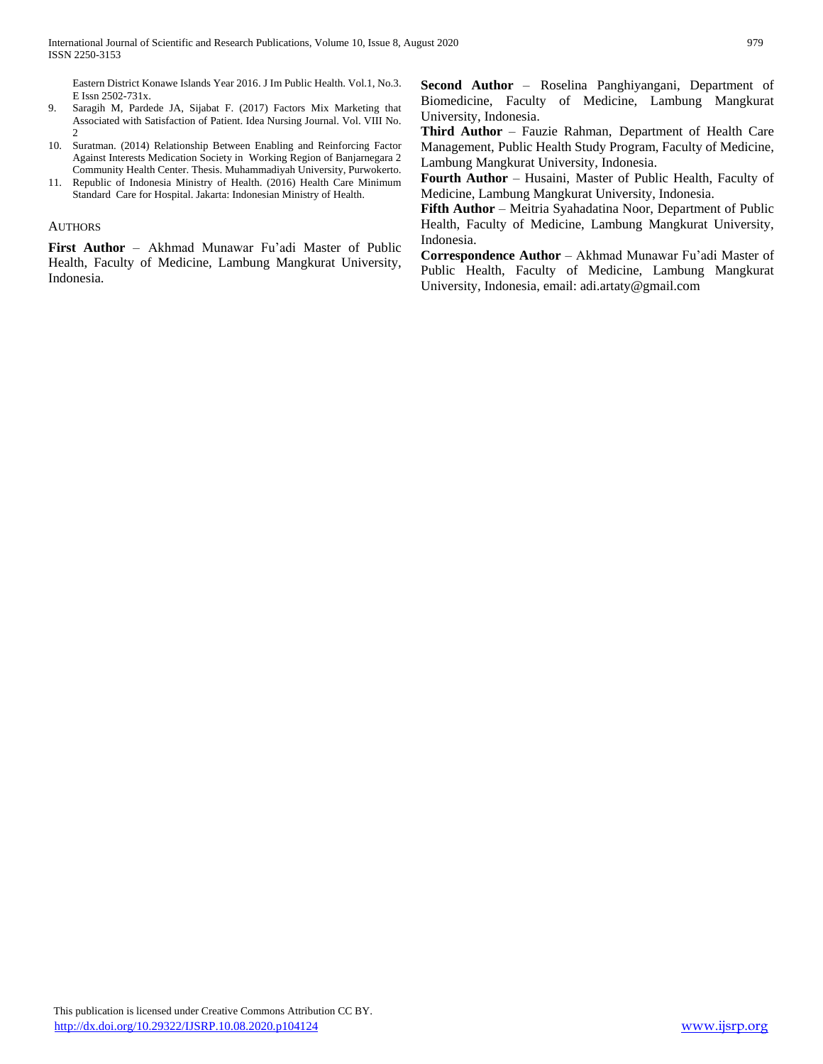Eastern District Konawe Islands Year 2016. J Im Public Health. Vol.1, No.3. E Issn 2502-731x.

9. Saragih M, Pardede JA, Sijabat F. (2017) Factors Mix Marketing that Associated with Satisfaction of Patient. Idea Nursing Journal. Vol. VIII No. 2
10. Suratman. (2014) Relationship Between Enabling and Reinforcing Factor Against Interests Medication Society in Working Region of Banjarnegara 2 Community Health Center. Thesis. Muhammadiyah University, Purwokerto.
11. Republic of Indonesia Ministry of Health. (2016) Health Care Minimum Standard Care for Hospital. Jakarta: Indonesian Ministry of Health.

## AUTHORS

**First Author** – Akhmad Munawar Fu'adi Master of Public Health, Faculty of Medicine, Lambung Mangkurat University, Indonesia.

**Second Author** – Roselina Panghiyangani, Department of Biomedicine, Faculty of Medicine, Lambung Mangkurat University, Indonesia.

**Third Author** – Fauzie Rahman, Department of Health Care Management, Public Health Study Program, Faculty of Medicine, Lambung Mangkurat University, Indonesia.

**Fourth Author** – Husaini, Master of Public Health, Faculty of Medicine, Lambung Mangkurat University, Indonesia.

**Fifth Author** – Meitria Syahadatina Noor, Department of Public Health, Faculty of Medicine, Lambung Mangkurat University, Indonesia.

**Correspondence Author** – Akhmad Munawar Fu'adi Master of Public Health, Faculty of Medicine, Lambung Mangkurat University, Indonesia, email: adi.artaty@gmail.com